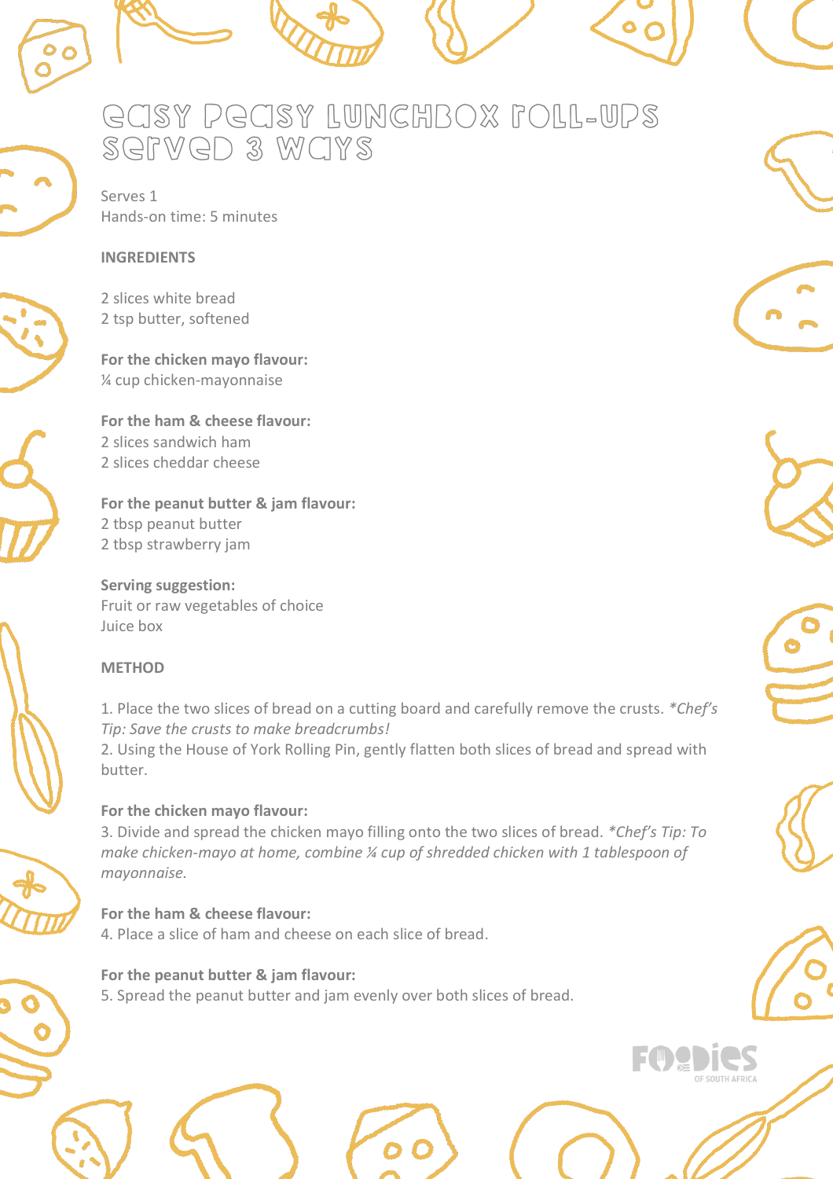# Easy Peasy Lunchbox Roll-Ups Served 3 Ways

Serves 1
Hands-on time: 5 minutes

**INGREDIENTS**

2 slices white bread
2 tsp butter, softened

**For the chicken mayo flavour:**
¼ cup chicken-mayonnaise

**For the ham & cheese flavour:**
2 slices sandwich ham
2 slices cheddar cheese

**For the peanut butter & jam flavour:**
2 tbsp peanut butter
2 tbsp strawberry jam

**Serving suggestion:**
Fruit or raw vegetables of choice
Juice box

**METHOD**

1. Place the two slices of bread on a cutting board and carefully remove the crusts. *\*Chef's Tip: Save the crusts to make breadcrumbs!*
2. Using the House of York Rolling Pin, gently flatten both slices of bread and spread with butter.

**For the chicken mayo flavour:**

3. Divide and spread the chicken mayo filling onto the two slices of bread. *\*Chef's Tip: To make chicken-mayo at home, combine ¼ cup of shredded chicken with 1 tablespoon of mayonnaise.*

**For the ham & cheese flavour:**

4. Place a slice of ham and cheese on each slice of bread.

**For the peanut butter & jam flavour:**

5. Spread the peanut butter and jam evenly over both slices of bread.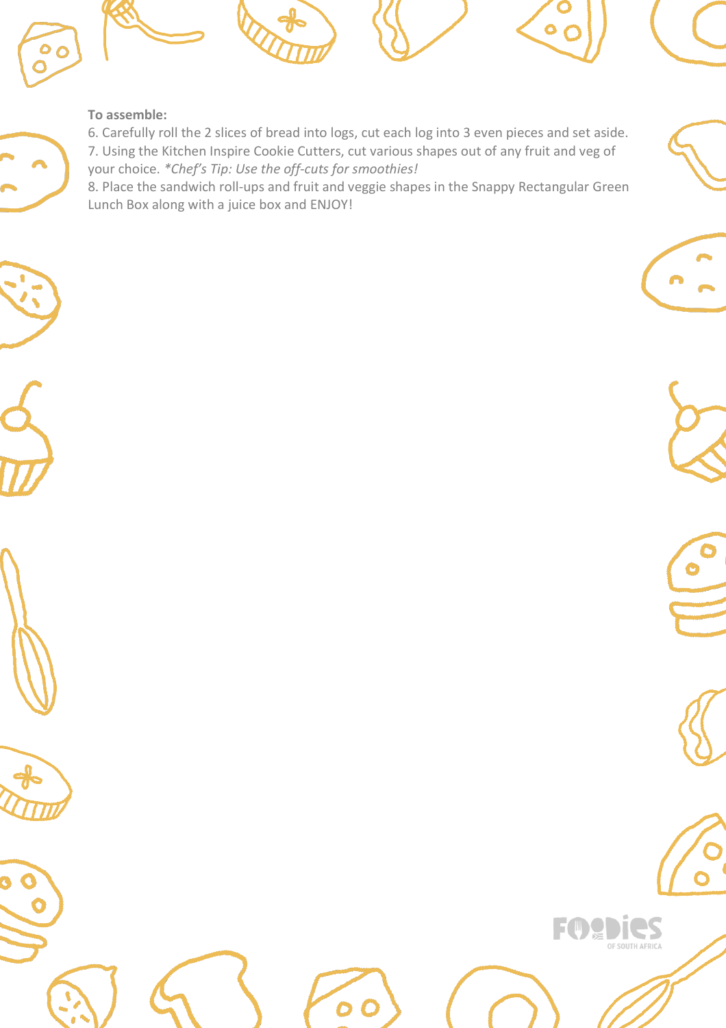**To assemble:**

6. Carefully roll the 2 slices of bread into logs, cut each log into 3 even pieces and set aside.
7. Using the Kitchen Inspire Cookie Cutters, cut various shapes out of any fruit and veg of your choice. *\*Chef's Tip: Use the off-cuts for smoothies!*
8. Place the sandwich roll-ups and fruit and veggie shapes in the Snappy Rectangular Green Lunch Box along with a juice box and ENJOY!